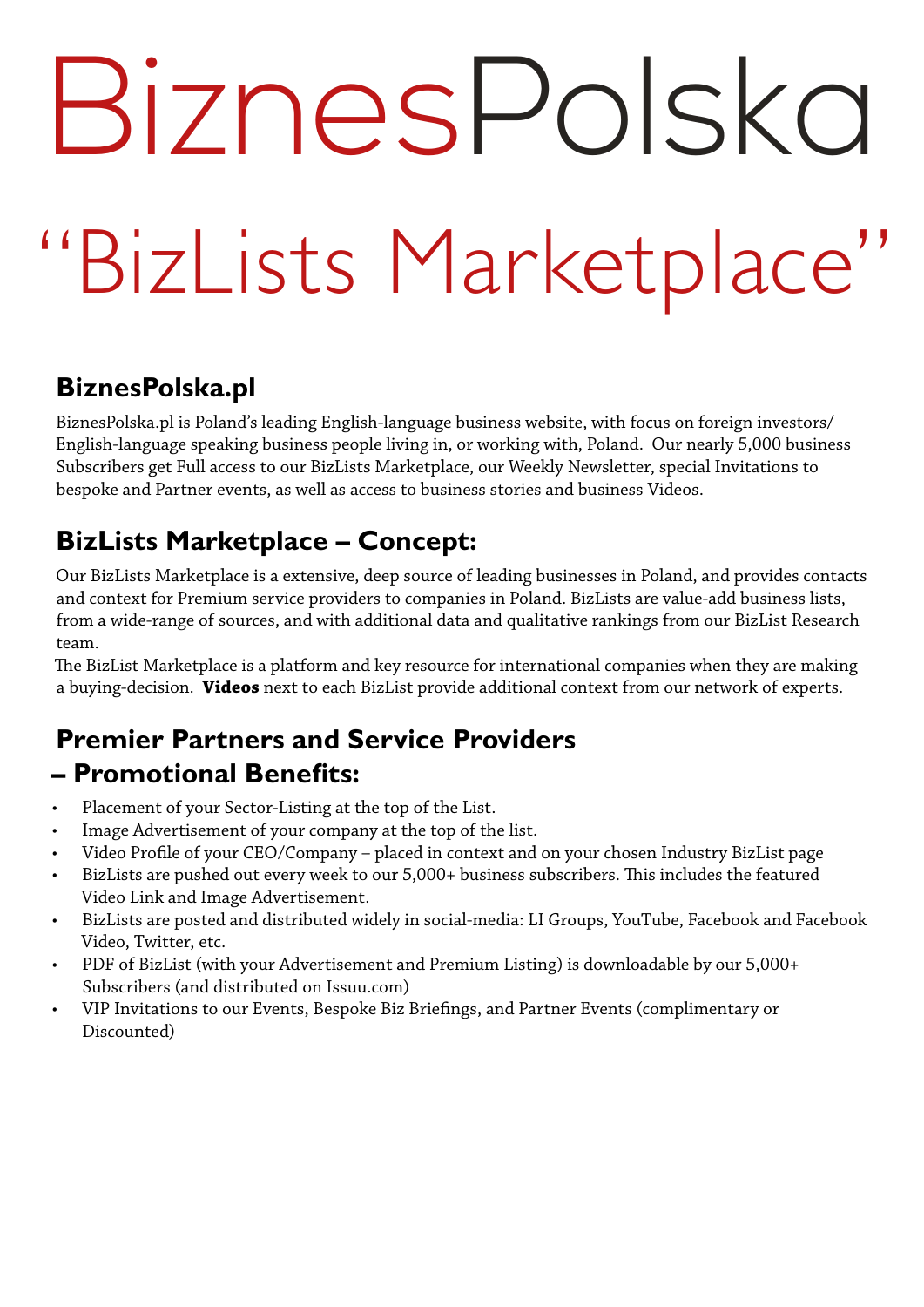# BiznesPolska

# "BizLists Marketplace"

## BiznesPolska.pl

BiznesPolska.pl is Poland's leading English-language business website, with focus on foreign investors/ English-language speaking business people living in, or working with, Poland. Our nearly 5,000 business Subscribers get Full access to our BizLists Marketplace, our Weekly Newsletter, special Invitations to bespoke and Partner events, as well as access to business stories and business Videos.

## BizLists Marketplace – Concept:

Our BizLists Marketplace is a extensive, deep source of leading businesses in Poland, and provides contacts and context for Premium service providers to companies in Poland. BizLists are value-add business lists, from a wide-range of sources, and with additional data and qualitative rankings from our BizList Research team.

The BizList Marketplace is a platform and key resource for international companies when they are making a buying-decision. **Videos** next to each BizList provide additional context from our network of experts.

## Premier Partners and Service Providers – Promotional Benefits:

- Placement of your Sector-Listing at the top of the List.
- Image Advertisement of your company at the top of the list.
- Video Profile of your CEO/Company – placed in context and on your chosen Industry BizList page
- BizLists are pushed out every week to our 5,000+ business subscribers. This includes the featured Video Link and Image Advertisement.
- BizLists are posted and distributed widely in social-media: LI Groups, YouTube, Facebook and Facebook Video, Twitter, etc.
- PDF of BizList (with your Advertisement and Premium Listing) is downloadable by our 5,000+ Subscribers (and distributed on Issuu.com)
- VIP Invitations to our Events, Bespoke Biz Briefings, and Partner Events (complimentary or Discounted)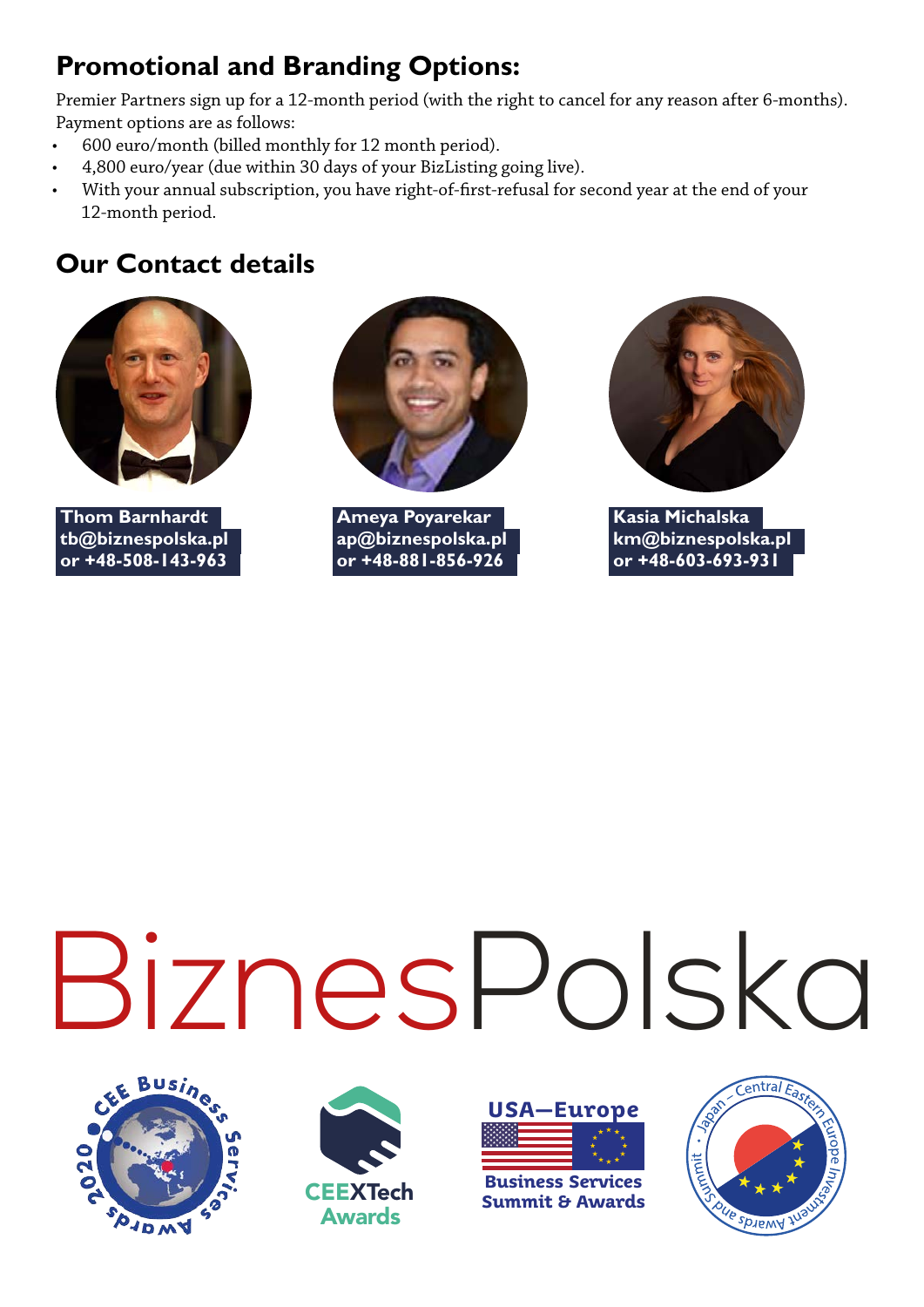## Promotional and Branding Options:

Premier Partners sign up for a 12-month period (with the right to cancel for any reason after 6-months). Payment options are as follows:

- 600 euro/month (billed monthly for 12 month period).
- 4,800 euro/year (due within 30 days of your BizListing going live).
- With your annual subscription, you have right-of-first-refusal for second year at the end of your 12-month period.

## Our Contact details

**Thom Barnhardt**
**tb@biznespolska.pl**
**or +48-508-143-963**

**Ameya Poyarekar**
**ap@biznespolska.pl**
**or +48-881-856-926**

**Kasia Michalska**
**km@biznespolska.pl**
**or +48-603-693-931**

BiznesPolska

2020 CEE Business Services Awards

CEEXTech Awards

USA—Europe Business Services Summit & Awards

Japan – Central Eastern Europe Investment Awards and Summit